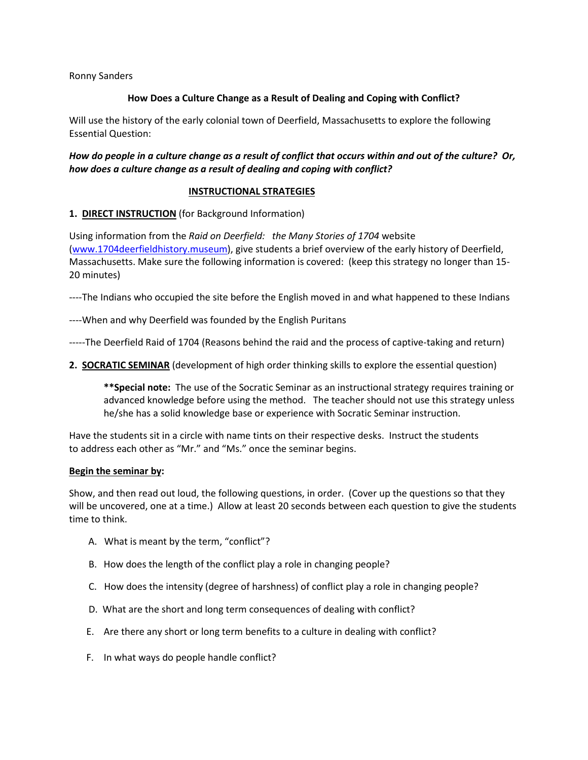Ronny Sanders

**How Does a Culture Change as a Result of Dealing and Coping with Conflict?**

Will use the history of the early colonial town of Deerfield, Massachusetts to explore the following Essential Question:

***How do people in a culture change as a result of conflict that occurs within and out of the culture? Or, how does a culture change as a result of dealing and coping with conflict?***

## INSTRUCTIONAL STRATEGIES

**1. DIRECT INSTRUCTION** (for Background Information)

Using information from the *Raid on Deerfield: the Many Stories of 1704* website (www.1704deerfieldhistory.museum), give students a brief overview of the early history of Deerfield, Massachusetts. Make sure the following information is covered: (keep this strategy no longer than 15-20 minutes)

----The Indians who occupied the site before the English moved in and what happened to these Indians

----When and why Deerfield was founded by the English Puritans

-----The Deerfield Raid of 1704 (Reasons behind the raid and the process of captive-taking and return)

**2. SOCRATIC SEMINAR** (development of high order thinking skills to explore the essential question)

> ****Special note:** The use of the Socratic Seminar as an instructional strategy requires training or advanced knowledge before using the method. The teacher should not use this strategy unless he/she has a solid knowledge base or experience with Socratic Seminar instruction.

Have the students sit in a circle with name tints on their respective desks. Instruct the students to address each other as "Mr." and "Ms." once the seminar begins.

**Begin the seminar by:**

Show, and then read out loud, the following questions, in order. (Cover up the questions so that they will be uncovered, one at a time.) Allow at least 20 seconds between each question to give the students time to think.

A. What is meant by the term, "conflict"?

B. How does the length of the conflict play a role in changing people?

C. How does the intensity (degree of harshness) of conflict play a role in changing people?

D. What are the short and long term consequences of dealing with conflict?

E. Are there any short or long term benefits to a culture in dealing with conflict?

F. In what ways do people handle conflict?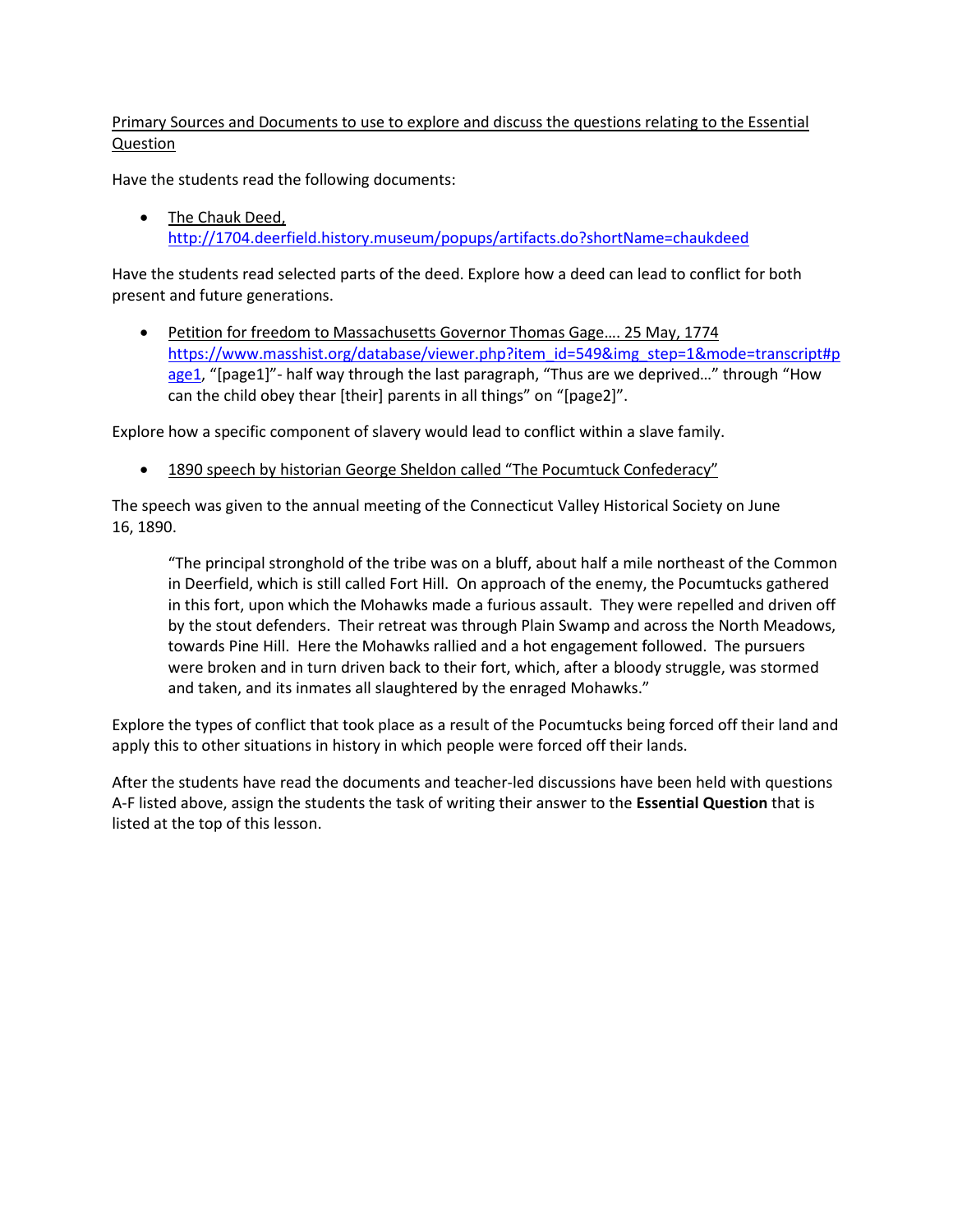Primary Sources and Documents to use to explore and discuss the questions relating to the Essential Question

Have the students read the following documents:

- The Chauk Deed, http://1704.deerfield.history.museum/popups/artifacts.do?shortName=chaukdeed

Have the students read selected parts of the deed. Explore how a deed can lead to conflict for both present and future generations.

- Petition for freedom to Massachusetts Governor Thomas Gage…. 25 May, 1774 https://www.masshist.org/database/viewer.php?item_id=549&img_step=1&mode=transcript#page1, "[page1]"- half way through the last paragraph, "Thus are we deprived…" through "How can the child obey thear [their] parents in all things" on "[page2]".

Explore how a specific component of slavery would lead to conflict within a slave family.

- 1890 speech by historian George Sheldon called "The Pocumtuck Confederacy"

The speech was given to the annual meeting of the Connecticut Valley Historical Society on June 16, 1890.

> "The principal stronghold of the tribe was on a bluff, about half a mile northeast of the Common in Deerfield, which is still called Fort Hill. On approach of the enemy, the Pocumtucks gathered in this fort, upon which the Mohawks made a furious assault. They were repelled and driven off by the stout defenders. Their retreat was through Plain Swamp and across the North Meadows, towards Pine Hill. Here the Mohawks rallied and a hot engagement followed. The pursuers were broken and in turn driven back to their fort, which, after a bloody struggle, was stormed and taken, and its inmates all slaughtered by the enraged Mohawks."

Explore the types of conflict that took place as a result of the Pocumtucks being forced off their land and apply this to other situations in history in which people were forced off their lands.

After the students have read the documents and teacher-led discussions have been held with questions A-F listed above, assign the students the task of writing their answer to the **Essential Question** that is listed at the top of this lesson.